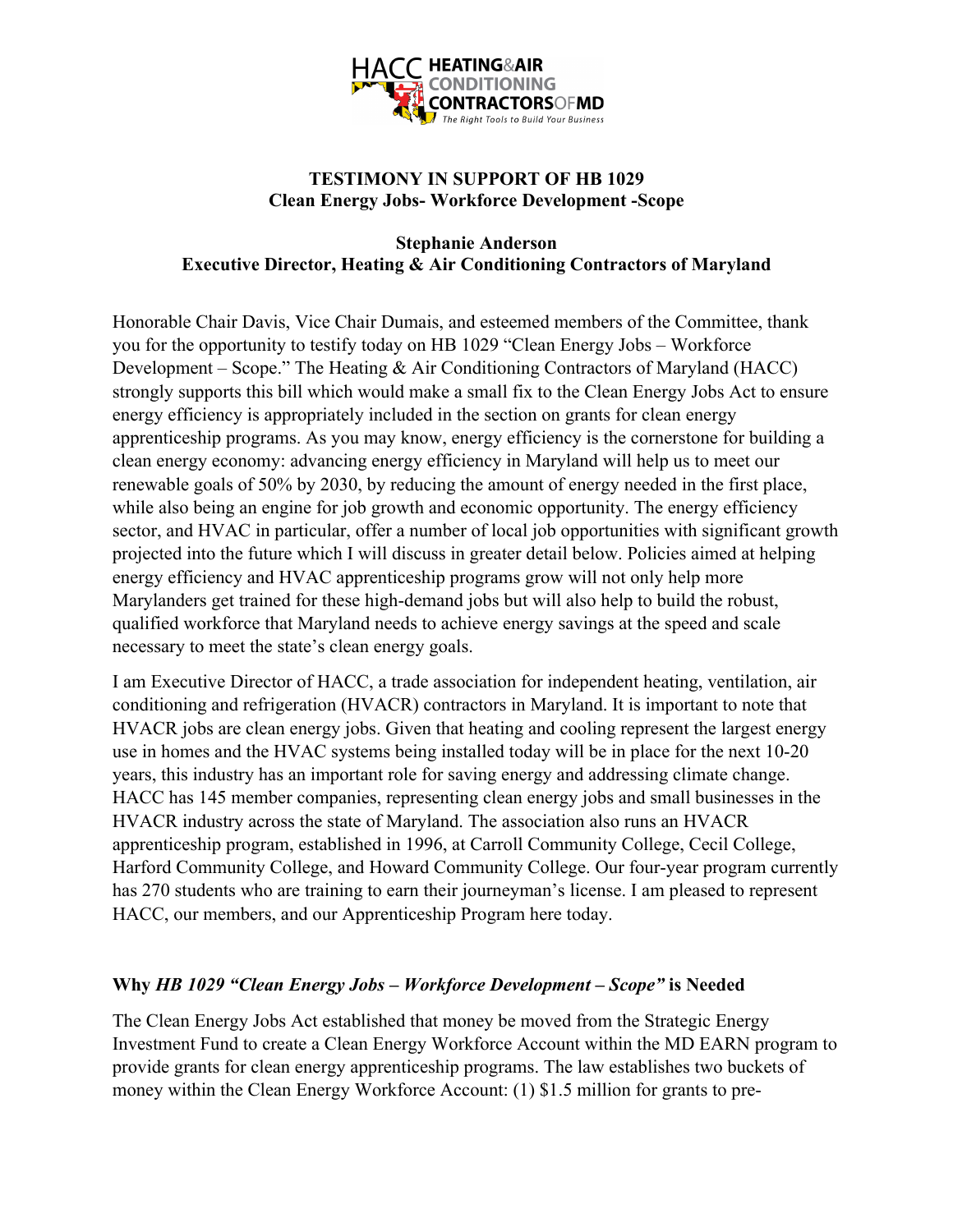**TESTIMONY IN SUPPORT OF HB 1029**
**Clean Energy Jobs- Workforce Development -Scope**

**Stephanie Anderson**
**Executive Director, Heating & Air Conditioning Contractors of Maryland**

Honorable Chair Davis, Vice Chair Dumais, and esteemed members of the Committee, thank you for the opportunity to testify today on HB 1029 "Clean Energy Jobs – Workforce Development – Scope." The Heating & Air Conditioning Contractors of Maryland (HACC) strongly supports this bill which would make a small fix to the Clean Energy Jobs Act to ensure energy efficiency is appropriately included in the section on grants for clean energy apprenticeship programs. As you may know, energy efficiency is the cornerstone for building a clean energy economy: advancing energy efficiency in Maryland will help us to meet our renewable goals of 50% by 2030, by reducing the amount of energy needed in the first place, while also being an engine for job growth and economic opportunity. The energy efficiency sector, and HVAC in particular, offer a number of local job opportunities with significant growth projected into the future which I will discuss in greater detail below. Policies aimed at helping energy efficiency and HVAC apprenticeship programs grow will not only help more Marylanders get trained for these high-demand jobs but will also help to build the robust, qualified workforce that Maryland needs to achieve energy savings at the speed and scale necessary to meet the state's clean energy goals.

I am Executive Director of HACC, a trade association for independent heating, ventilation, air conditioning and refrigeration (HVACR) contractors in Maryland. It is important to note that HVACR jobs are clean energy jobs. Given that heating and cooling represent the largest energy use in homes and the HVAC systems being installed today will be in place for the next 10-20 years, this industry has an important role for saving energy and addressing climate change. HACC has 145 member companies, representing clean energy jobs and small businesses in the HVACR industry across the state of Maryland. The association also runs an HVACR apprenticeship program, established in 1996, at Carroll Community College, Cecil College, Harford Community College, and Howard Community College. Our four-year program currently has 270 students who are training to earn their journeyman's license. I am pleased to represent HACC, our members, and our Apprenticeship Program here today.

**Why *HB 1029 "Clean Energy Jobs – Workforce Development – Scope"* is Needed**

The Clean Energy Jobs Act established that money be moved from the Strategic Energy Investment Fund to create a Clean Energy Workforce Account within the MD EARN program to provide grants for clean energy apprenticeship programs. The law establishes two buckets of money within the Clean Energy Workforce Account: (1) $1.5 million for grants to pre-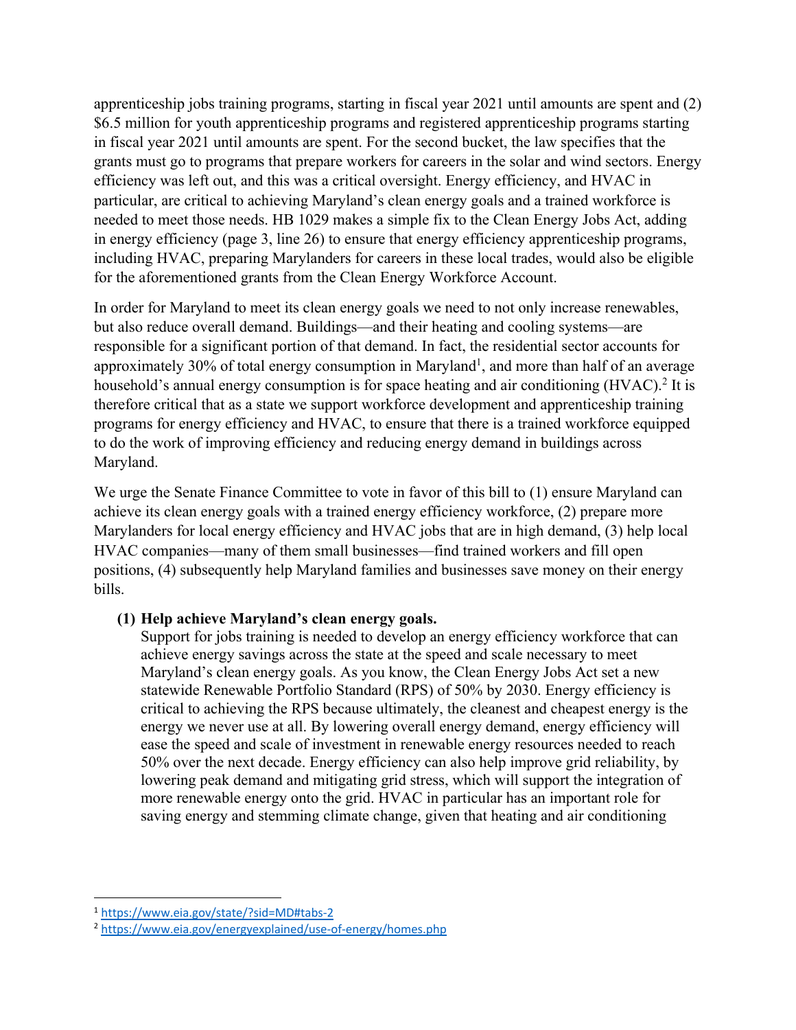apprenticeship jobs training programs, starting in fiscal year 2021 until amounts are spent and (2) $6.5 million for youth apprenticeship programs and registered apprenticeship programs starting in fiscal year 2021 until amounts are spent. For the second bucket, the law specifies that the grants must go to programs that prepare workers for careers in the solar and wind sectors. Energy efficiency was left out, and this was a critical oversight. Energy efficiency, and HVAC in particular, are critical to achieving Maryland's clean energy goals and a trained workforce is needed to meet those needs. HB 1029 makes a simple fix to the Clean Energy Jobs Act, adding in energy efficiency (page 3, line 26) to ensure that energy efficiency apprenticeship programs, including HVAC, preparing Marylanders for careers in these local trades, would also be eligible for the aforementioned grants from the Clean Energy Workforce Account.

In order for Maryland to meet its clean energy goals we need to not only increase renewables, but also reduce overall demand. Buildings—and their heating and cooling systems—are responsible for a significant portion of that demand. In fact, the residential sector accounts for approximately 30% of total energy consumption in Maryland[1], and more than half of an average household's annual energy consumption is for space heating and air conditioning (HVAC).[2] It is therefore critical that as a state we support workforce development and apprenticeship training programs for energy efficiency and HVAC, to ensure that there is a trained workforce equipped to do the work of improving efficiency and reducing energy demand in buildings across Maryland.

We urge the Senate Finance Committee to vote in favor of this bill to (1) ensure Maryland can achieve its clean energy goals with a trained energy efficiency workforce, (2) prepare more Marylanders for local energy efficiency and HVAC jobs that are in high demand, (3) help local HVAC companies—many of them small businesses—find trained workers and fill open positions, (4) subsequently help Maryland families and businesses save money on their energy bills.

**(1) Help achieve Maryland's clean energy goals.**

Support for jobs training is needed to develop an energy efficiency workforce that can achieve energy savings across the state at the speed and scale necessary to meet Maryland's clean energy goals. As you know, the Clean Energy Jobs Act set a new statewide Renewable Portfolio Standard (RPS) of 50% by 2030. Energy efficiency is critical to achieving the RPS because ultimately, the cleanest and cheapest energy is the energy we never use at all. By lowering overall energy demand, energy efficiency will ease the speed and scale of investment in renewable energy resources needed to reach 50% over the next decade. Energy efficiency can also help improve grid reliability, by lowering peak demand and mitigating grid stress, which will support the integration of more renewable energy onto the grid. HVAC in particular has an important role for saving energy and stemming climate change, given that heating and air conditioning

---

[1] https://www.eia.gov/state/?sid=MD#tabs-2

[2] https://www.eia.gov/energyexplained/use-of-energy/homes.php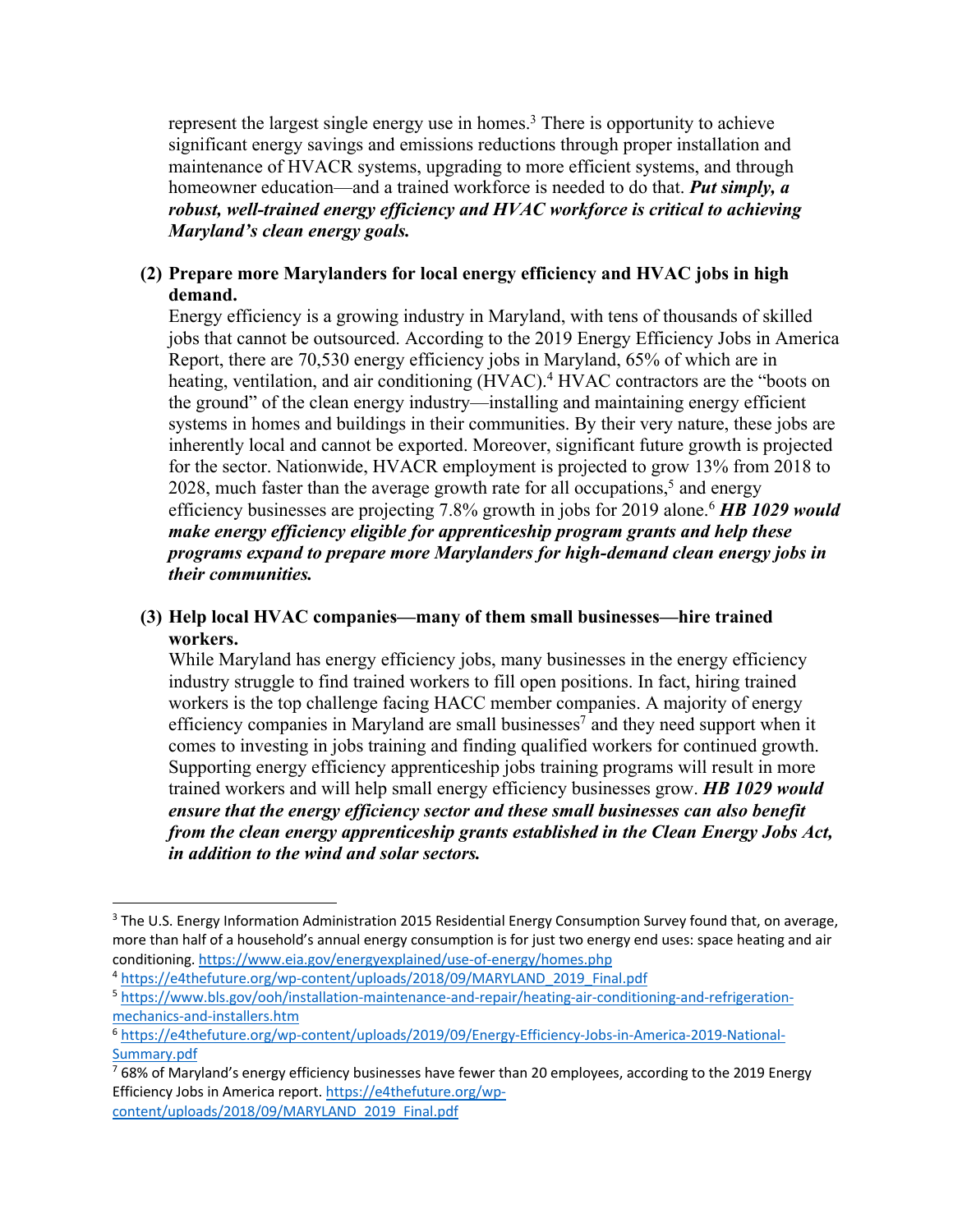represent the largest single energy use in homes.[3] There is opportunity to achieve significant energy savings and emissions reductions through proper installation and maintenance of HVACR systems, upgrading to more efficient systems, and through homeowner education—and a trained workforce is needed to do that. ***Put simply, a robust, well-trained energy efficiency and HVAC workforce is critical to achieving Maryland's clean energy goals.***

**(2) Prepare more Marylanders for local energy efficiency and HVAC jobs in high demand.**

Energy efficiency is a growing industry in Maryland, with tens of thousands of skilled jobs that cannot be outsourced. According to the 2019 Energy Efficiency Jobs in America Report, there are 70,530 energy efficiency jobs in Maryland, 65% of which are in heating, ventilation, and air conditioning (HVAC).[4] HVAC contractors are the "boots on the ground" of the clean energy industry—installing and maintaining energy efficient systems in homes and buildings in their communities. By their very nature, these jobs are inherently local and cannot be exported. Moreover, significant future growth is projected for the sector. Nationwide, HVACR employment is projected to grow 13% from 2018 to 2028, much faster than the average growth rate for all occupations,[5] and energy efficiency businesses are projecting 7.8% growth in jobs for 2019 alone.[6] ***HB 1029 would make energy efficiency eligible for apprenticeship program grants and help these programs expand to prepare more Marylanders for high-demand clean energy jobs in their communities.***

**(3) Help local HVAC companies—many of them small businesses—hire trained workers.**

While Maryland has energy efficiency jobs, many businesses in the energy efficiency industry struggle to find trained workers to fill open positions. In fact, hiring trained workers is the top challenge facing HACC member companies. A majority of energy efficiency companies in Maryland are small businesses[7] and they need support when it comes to investing in jobs training and finding qualified workers for continued growth. Supporting energy efficiency apprenticeship jobs training programs will result in more trained workers and will help small energy efficiency businesses grow. ***HB 1029 would ensure that the energy efficiency sector and these small businesses can also benefit from the clean energy apprenticeship grants established in the Clean Energy Jobs Act, in addition to the wind and solar sectors.***

---

[3] The U.S. Energy Information Administration 2015 Residential Energy Consumption Survey found that, on average, more than half of a household's annual energy consumption is for just two energy end uses: space heating and air conditioning. https://www.eia.gov/energyexplained/use-of-energy/homes.php

[4] https://e4thefuture.org/wp-content/uploads/2018/09/MARYLAND_2019_Final.pdf

[5] https://www.bls.gov/ooh/installation-maintenance-and-repair/heating-air-conditioning-and-refrigeration-mechanics-and-installers.htm

[6] https://e4thefuture.org/wp-content/uploads/2019/09/Energy-Efficiency-Jobs-in-America-2019-National-Summary.pdf

[7] 68% of Maryland's energy efficiency businesses have fewer than 20 employees, according to the 2019 Energy Efficiency Jobs in America report. https://e4thefuture.org/wp-content/uploads/2018/09/MARYLAND_2019_Final.pdf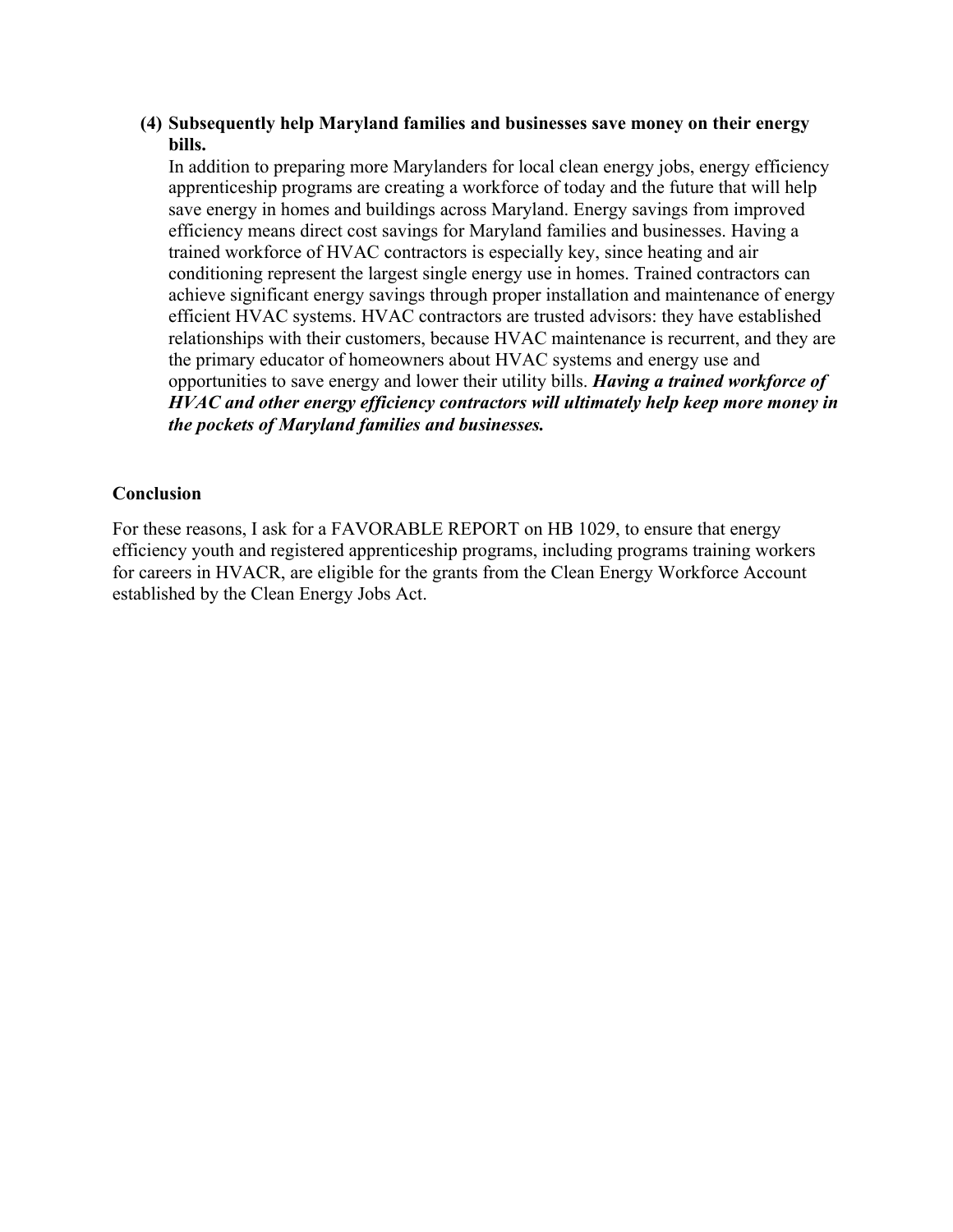**(4) Subsequently help Maryland families and businesses save money on their energy bills.**

In addition to preparing more Marylanders for local clean energy jobs, energy efficiency apprenticeship programs are creating a workforce of today and the future that will help save energy in homes and buildings across Maryland. Energy savings from improved efficiency means direct cost savings for Maryland families and businesses. Having a trained workforce of HVAC contractors is especially key, since heating and air conditioning represent the largest single energy use in homes. Trained contractors can achieve significant energy savings through proper installation and maintenance of energy efficient HVAC systems. HVAC contractors are trusted advisors: they have established relationships with their customers, because HVAC maintenance is recurrent, and they are the primary educator of homeowners about HVAC systems and energy use and opportunities to save energy and lower their utility bills. ***Having a trained workforce of HVAC and other energy efficiency contractors will ultimately help keep more money in the pockets of Maryland families and businesses.***

## Conclusion

For these reasons, I ask for a FAVORABLE REPORT on HB 1029, to ensure that energy efficiency youth and registered apprenticeship programs, including programs training workers for careers in HVACR, are eligible for the grants from the Clean Energy Workforce Account established by the Clean Energy Jobs Act.